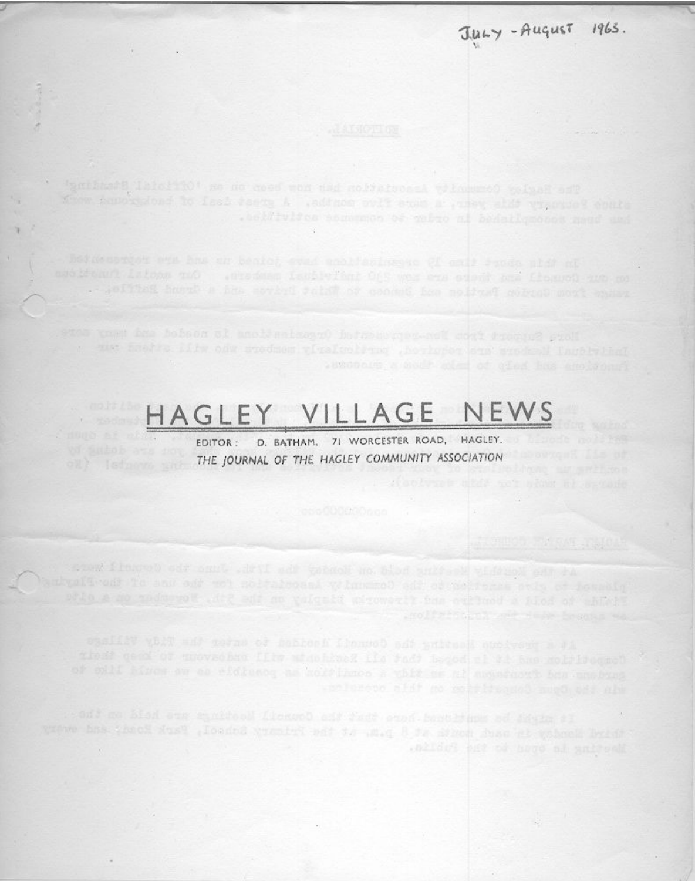JULY - AUGUST 1963.

# HAGLEY VILLAGE NEWS

EDITOR: D. BATHAM, 71 WORCESTER ROAD, HAGLEY.

*THE JOURNAL OF THE HAGLEY COMMUNITY ASSOCIATION*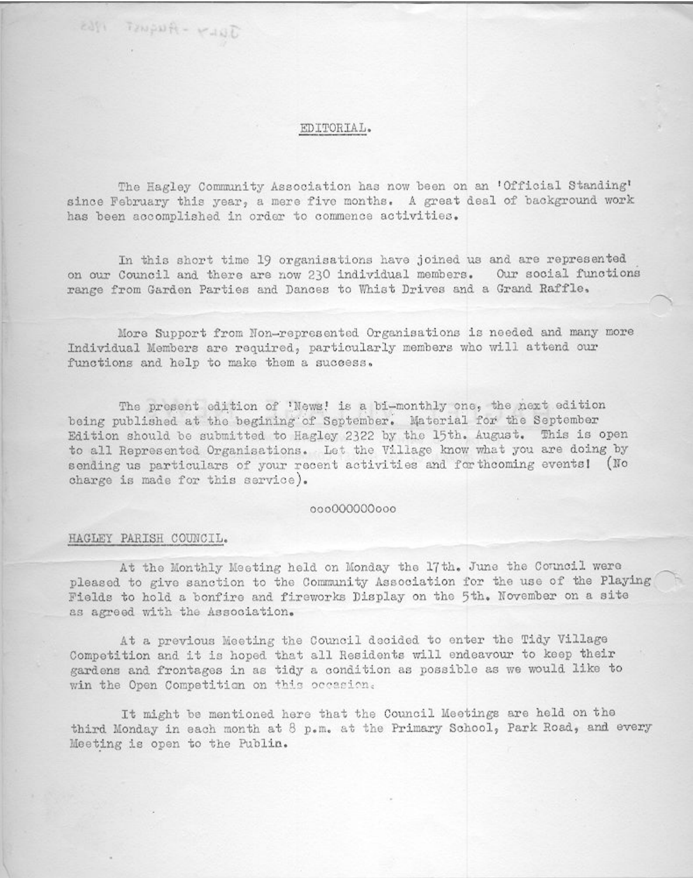July - August 1963

# EDITORIAL.

The Hagley Community Association has now been on an 'Official Standing' since February this year, a mere five months. A great deal of background work has been accomplished in order to commence activities.

In this short time 19 organisations have joined us and are represented on our Council and there are now 230 individual members. Our social functions range from Garden Parties and Dances to Whist Drives and a Grand Raffle.

More Support from Non-represented Organisations is needed and many more Individual Members are required, particularly members who will attend our functions and help to make them a success.

The present edition of 'News' is a bi-monthly one, the next edition being published at the begining of September. Material for the September Edition should be submitted to Hagley 2322 by the 15th. August. This is open to all Represented Organisations. Let the Village know what you are doing by sending us particulars of your recent activities and forthcoming events! (No charge is made for this service).

ooo000000ooo

## HAGLEY PARISH COUNCIL.

At the Monthly Meeting held on Monday the 17th. June the Council were pleased to give sanction to the Community Association for the use of the Playing Fields to hold a bonfire and fireworks Display on the 5th. November on a site as agreed with the Association.

At a previous Meeting the Council decided to enter the Tidy Village Competition and it is hoped that all Residents will endeavour to keep their gardens and frontages in as tidy a condition as possible as we would like to win the Open Competition on this occasion.

It might be mentioned here that the Council Meetings are held on the third Monday in each month at 8 p.m. at the Primary School, Park Road, and every Meeting is open to the Public.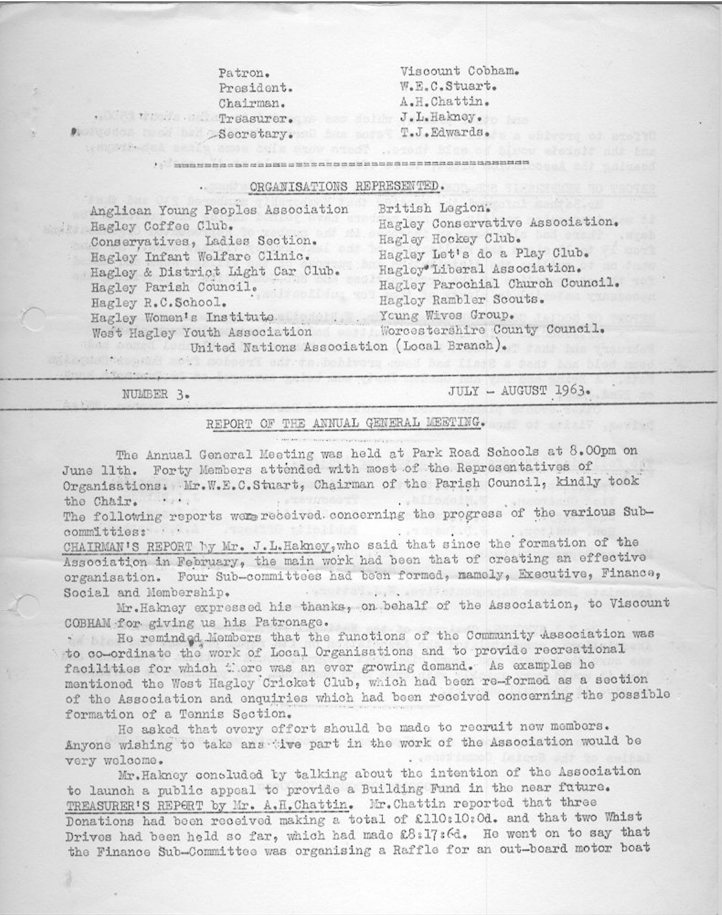| | |
|---|---|
| Patron. | Viscount Cobham. |
| President. | W.E.C.Stuart. |
| Chairman. | A.H.Chattin. |
| Treasurer. | J.L.Hakney. |
| Secretary. | T.J.Edwards. |

## ORGANISATIONS REPRESENTED.

Anglican Young Peoples Association
Hagley Coffee Club.
Conservatives, Ladies Section.
Hagley Infant Welfare Clinic.
Hagley & District Light Car Club.
Hagley Parish Council.
Hagley R.C.School.
Hagley Women's Institute.
West Hagley Youth Association
British Legion.
Hagley Conservative Association.
Hagley Hockey Club.
Hagley Let's do a Play Club.
Hagley Liberal Association.
Hagley Parochial Church Council.
Hagley Rambler Scouts.
Young Wives Group.
Worcestershire County Council.
United Nations Association (Local Branch).

NUMBER 3. JULY – AUGUST 1963.

## REPORT OF THE ANNUAL GENERAL MEETING.

The Annual General Meeting was held at Park Road Schools at 8.00pm on June 11th. Forty Members attended with most of the Representatives of Organisations. Mr.W.E.C.Stuart, Chairman of the Parish Council, kindly took the Chair.

The following reports were received concerning the progress of the various Sub-committees:

CHAIRMAN'S REPORT by Mr. J.L.Hakney, who said that since the formation of the Association in February, the main work had been that of creating an effective organisation. Four Sub-committees had been formed, namely, Executive, Finance, Social and Membership.

Mr.Hakney expressed his thanks, on behalf of the Association, to Viscount COBHAM for giving us his Patronage.

He reminded Members that the functions of the Community Association was to co-ordinate the work of Local Organisations and to provide recreational facilities for which there was an ever growing demand. As examples he mentioned the West Hagley Cricket Club, which had been re-formed as a section of the Association and enquiries which had been received concerning the possible formation of a Tennis Section.

He asked that every effort should be made to recruit new members. Anyone wishing to take an active part in the work of the Association would be very welcome.

Mr.Hakney concluded by talking about the intention of the Association to launch a public appeal to provide a Building Fund in the near future.

TREASURER'S REPORT by Mr. A.H.Chattin. Mr.Chattin reported that three Donations had been received making a total of £110:10:0d. and that two Whist Drives had been held so far, which had made £8:17:6d. He went on to say that the Finance Sub-Committee was organising a Raffle for an out-board motor boat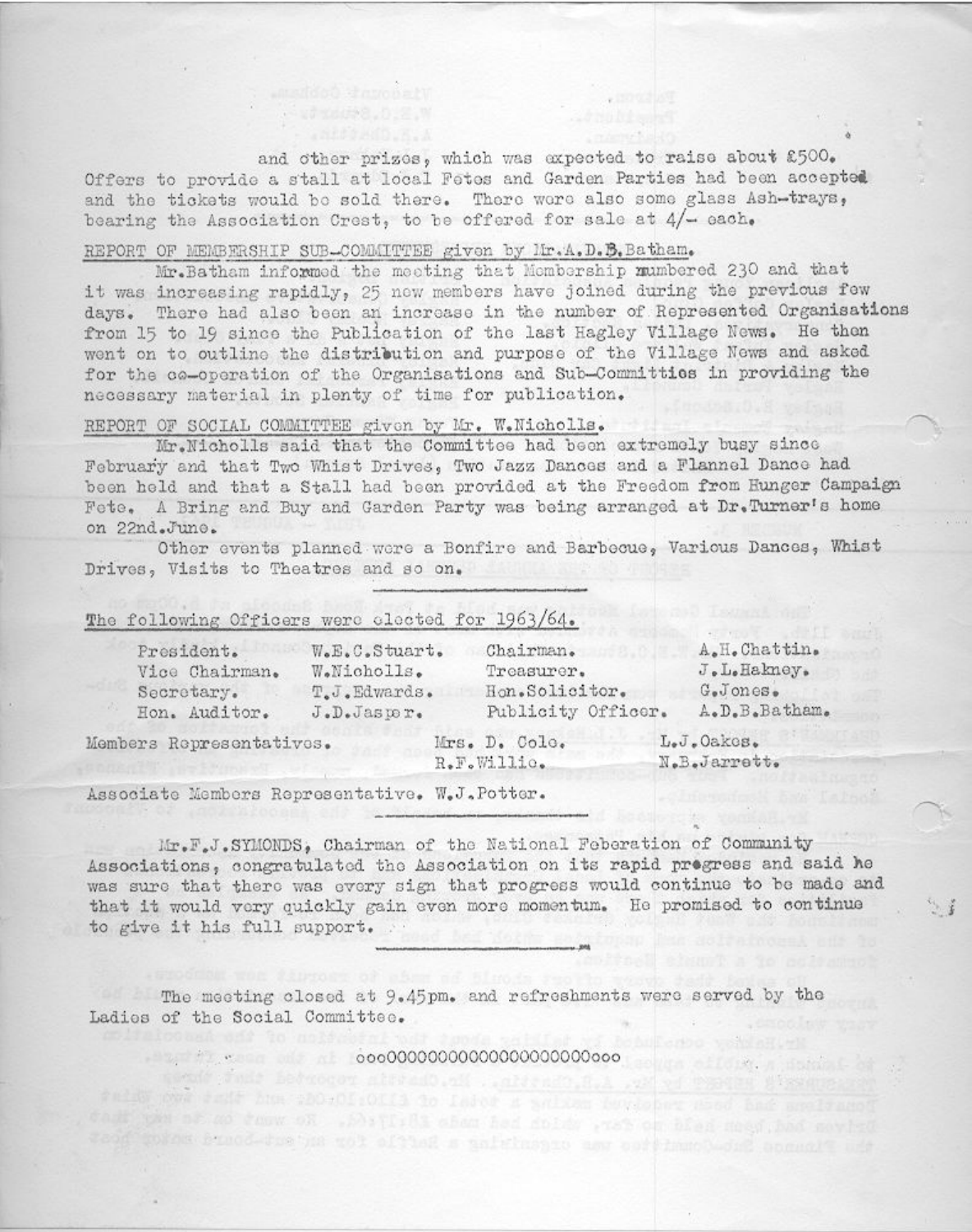and other prizes, which was expected to raise about £500. Offers to provide a stall at local Fetes and Garden Parties had been accepted and the tickets would be sold there. There were also some glass Ash-trays, bearing the Association Crest, to be offered for sale at 4/- each.

REPORT OF MEMBERSHIP SUB-COMMITTEE given by Mr.A.D.B.Batham.

Mr.Batham informed the meeting that Membership numbered 230 and that it was increasing rapidly, 25 new members have joined during the previous few days. There had also been an increase in the number of Represented Organisations from 15 to 19 since the Publication of the last Hagley Village News. He then went on to outline the distribution and purpose of the Village News and asked for the co-operation of the Organisations and Sub-Committies in providing the necessary material in plenty of time for publication.

REPORT OF SOCIAL COMMITTEE given by Mr. W.Nicholls.

Mr.Nicholls said that the Committee had been extremely busy since February and that Two Whist Drives, Two Jazz Dances and a Flannel Dance had been held and that a Stall had been provided at the Freedom from Hunger Campaign Fete. A Bring and Buy and Garden Party was being arranged at Dr.Turner's home on 22nd.June.

Other events planned were a Bonfire and Barbecue, Various Dances, Whist Drives, Visits to Theatres and so on.

---

The following Officers were elected for 1963/64.

| | | | |
|---|---|---|---|
| President. | W.E.C.Stuart. | Chairman. | A.H.Chattin. |
| Vice Chairman. | W.Nicholls. | Treasurer. | J.L.Hakney. |
| Secretary. | T.J.Edwards. | Hon.Solicitor. | G.Jones. |
| Hon. Auditor. | J.D.Jasper. | Publicity Officer. | A.D.B.Batham. |

Members Representatives. Mrs. D. Cole. L.J.Oakes. R.F.Willis. N.B.Jarrett.

Associate Members Representative. W.J.Potter.

---

Mr.F.J.SYMONDS, Chairman of the National Feberation of Community Associations, congratulated the Association on its rapid progress and said he was sure that there was every sign that progress would continue to be made and that it would very quickly gain even more momentum. He promised to continue to give it his full support.

---

The meeting closed at 9.45pm. and refreshments were served by the Ladies of the Social Committee.

oooOOOOOOOOOOOOOOOOOOOOOOooo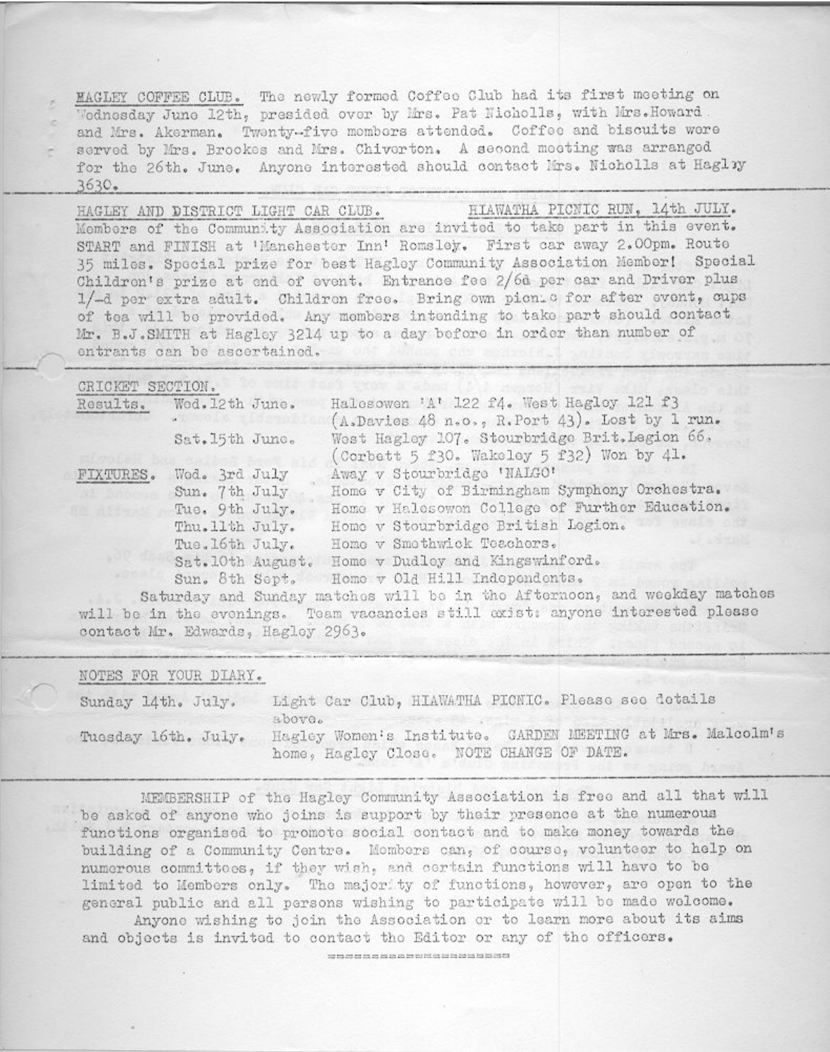HAGLEY COFFEE CLUB. The newly formed Coffee Club had its first meeting on Wednesday June 12th, presided over by Mrs. Pat Nicholls, with Mrs. Howard and Mrs. Akerman. Twenty-five members attended. Coffee and biscuits were served by Mrs. Brookes and Mrs. Chiverton. A second meeting was arranged for the 26th. June. Anyone interested should contact Mrs. Nicholls at Hagley 3630.

---

HAGLEY AND DISTRICT LIGHT CAR CLUB. HIAWATHA PICNIC RUN, 14th JULY.
Members of the Community Association are invited to take part in this event. START and FINISH at 'Manchester Inn' Romsley. First car away 2.00pm. Route 35 miles. Special prize for best Hagley Community Association Member! Special Children's prize at end of event. Entrance fee 2/6d per car and Driver plus 1/-d per extra adult. Children free. Bring own picnic for after event, cups of tea will be provided. Any members intending to take part should contact Mr. B.J.SMITH at Hagley 3214 up to a day before in order than number of entrants can be ascertained.

---

CRICKET SECTION.

Results.

| | |
|---|---|
| Wed. 12th June. | Halesowen 'A' 122 f4. West Hagley 121 f3 (A.Davies 48 n.o., R.Port 43). Lost by 1 run. |
| Sat. 15th June. | West Hagley 107. Stourbridge Brit.Legion 66. (Corbett 5 f30. Wakeley 5 f32) Won by 41. |

FIXTURES.

| | |
|---|---|
| Wed. 3rd July | Away v Stourbridge 'NALGO' |
| Sun. 7th July | Home v City of Birmingham Symphony Orchestra. |
| Tue. 9th July. | Home v Halesowen College of Further Education. |
| Thu. 11th July. | Home v Stourbridge British Legion. |
| Tue. 16th July. | Home v Smethwick Teachers. |
| Sat. 10th August. | Home v Dudley and Kingswinford. |
| Sun. 8th Sept. | Home v Old Hill Independents. |

Saturday and Sunday matches will be in the Afternoon, and weekday matches will be in the evenings. Team vacancies still exist: anyone interested please contact Mr. Edwards, Hagley 2963.

---

NOTES FOR YOUR DIARY.

| | |
|---|---|
| Sunday 14th. July. | Light Car Club, HIAWATHA PICNIC. Please see details above. |
| Tuesday 16th. July. | Hagley Women's Institute. GARDEN MEETING at Mrs. Malcolm's home, Hagley Close. NOTE CHANGE OF DATE. |

---

MEMBERSHIP of the Hagley Community Association is free and all that will be asked of anyone who joins is support by their presence at the numerous functions organised to promote social contact and to make money towards the building of a Community Centre. Members can, of course, volunteer to help on numerous committees, if they wish, and certain functions will have to be limited to Members only. The majority of functions, however, are open to the general public and all persons wishing to participate will be made welcome.

Anyone wishing to join the Association or to learn more about its aims and objects is invited to contact the Editor or any of the officers.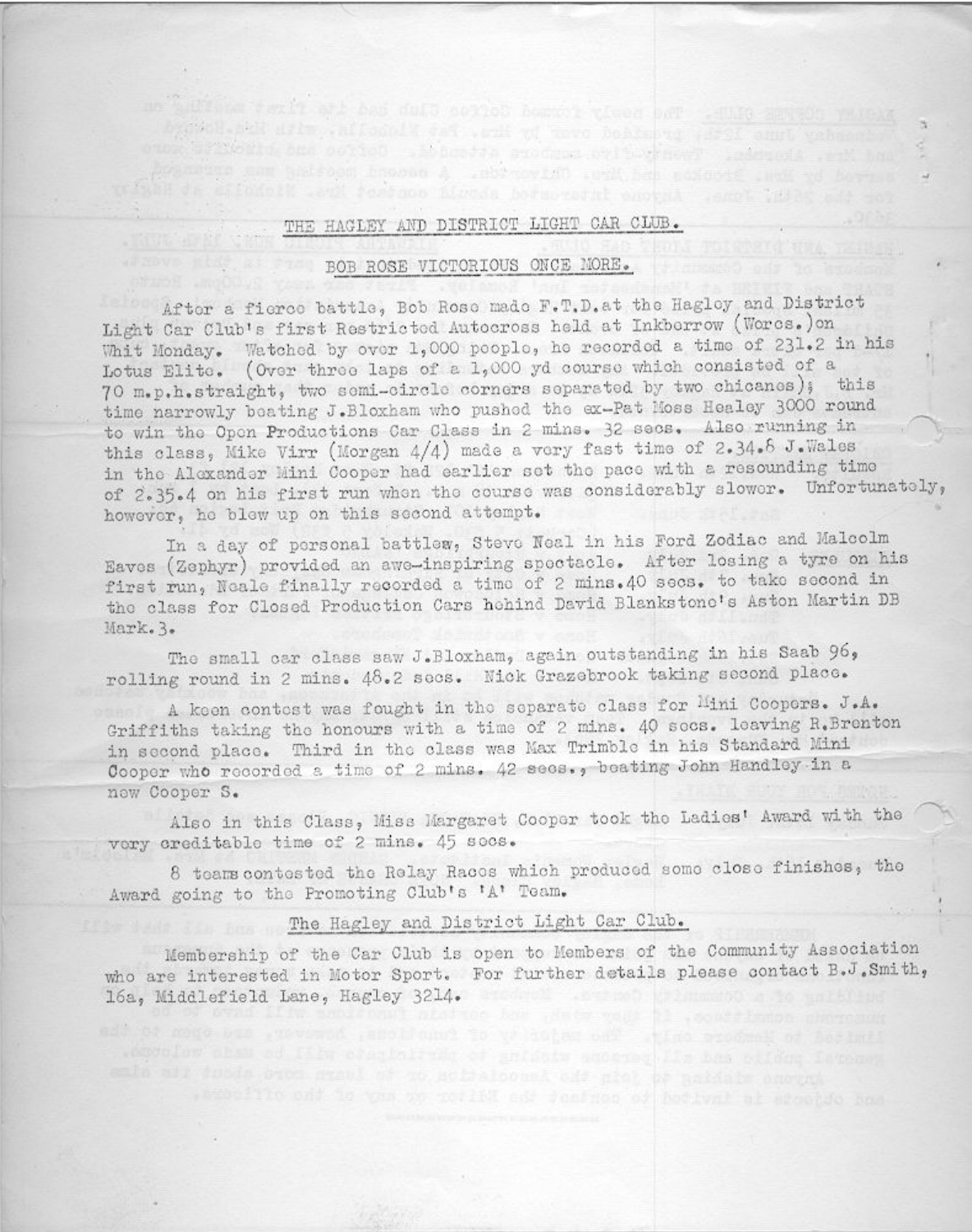## THE HAGLEY AND DISTRICT LIGHT CAR CLUB.

### BOB ROSE VICTORIOUS ONCE MORE.

After a fierce battle, Bob Rose made F.T.D.at the Hagley and District Light Car Club's first Restricted Autocross held at Inkborrow (Worcs.)on Whit Monday. Watched by over 1,000 people, he recorded a time of 231.2 in his Lotus Elite. (Over three laps of a 1,000 yd course which consisted of a 70 m.p.h.straight, two semi-circle corners separated by two chicanes); this time narrowly beating J.Bloxham who pushed the ex-Pat Moss Healey 3000 round to win the Open Productions Car Class in 2 mins. 32 secs. Also running in this class, Mike Virr (Morgan 4/4) made a very fast time of 2.34.8 J.Wales in the Alexander Mini Cooper had earlier set the pace with a resounding time of 2.35.4 on his first run when the course was considerably slower. Unfortunately, however, he blew up on this second attempt.

In a day of personal battles, Steve Neal in his Ford Zodiac and Malcolm Eaves (Zephyr) provided an awe-inspiring spectacle. After losing a tyre on his first run, Neale finally recorded a time of 2 mins.40 secs. to take second in the class for Closed Production Cars behind David Blankstone's Aston Martin DB Mark.3.

The small car class saw J.Bloxham, again outstanding in his Saab 96, rolling round in 2 mins. 48.2 secs. Nick Grazebrook taking second place.

A keen contest was fought in the separate class for Mini Coopers. J.A. Griffiths taking the honours with a time of 2 mins. 40 secs. leaving R.Brenton in second place. Third in the class was Max Trimble in his Standard Mini Cooper who recorded a time of 2 mins. 42 secs., beating John Handley in a new Cooper S.

Also in this Class, Miss Margaret Cooper took the Ladies' Award with the very creditable time of 2 mins. 45 secs.

8 teams contested the Relay Races which produced some close finishes, the Award going to the Promoting Club's 'A' Team.

### The Hagley and District Light Car Club.

Membership of the Car Club is open to Members of the Community Association who are interested in Motor Sport. For further details please contact B.J.Smith, 16a, Middlefield Lane, Hagley 3214.